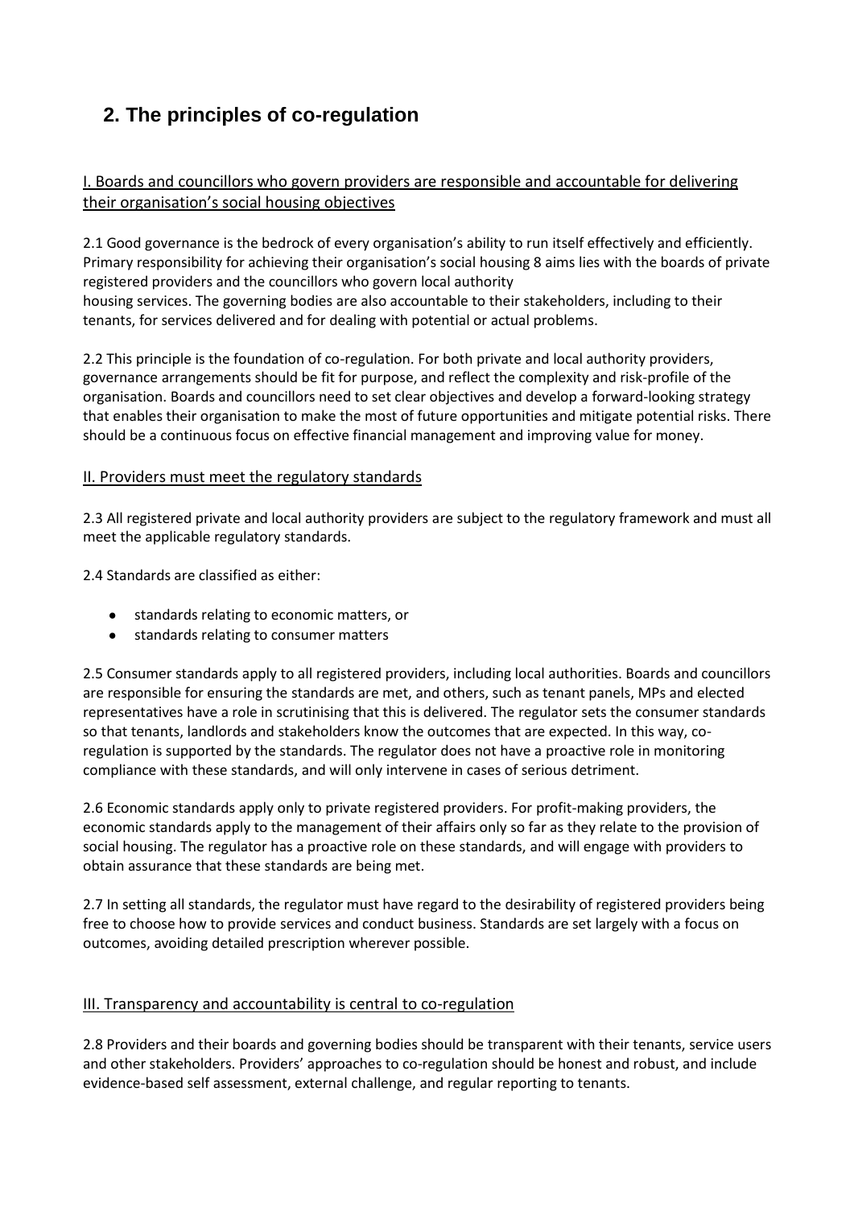## 2. The principles of co-regulation

### I. Boards and councillors who govern providers are responsible and accountable for delivering their organisation's social housing objectives

2.1 Good governance is the bedrock of every organisation's ability to run itself effectively and efficiently. Primary responsibility for achieving their organisation's social housing 8 aims lies with the boards of private registered providers and the councillors who govern local authority housing services. The governing bodies are also accountable to their stakeholders, including to their tenants, for services delivered and for dealing with potential or actual problems.

2.2 This principle is the foundation of co-regulation. For both private and local authority providers, governance arrangements should be fit for purpose, and reflect the complexity and risk-profile of the organisation. Boards and councillors need to set clear objectives and develop a forward-looking strategy that enables their organisation to make the most of future opportunities and mitigate potential risks. There should be a continuous focus on effective financial management and improving value for money.

### II. Providers must meet the regulatory standards

2.3 All registered private and local authority providers are subject to the regulatory framework and must all meet the applicable regulatory standards.

2.4 Standards are classified as either:

- standards relating to economic matters, or
- standards relating to consumer matters

2.5 Consumer standards apply to all registered providers, including local authorities. Boards and councillors are responsible for ensuring the standards are met, and others, such as tenant panels, MPs and elected representatives have a role in scrutinising that this is delivered. The regulator sets the consumer standards so that tenants, landlords and stakeholders know the outcomes that are expected. In this way, co-regulation is supported by the standards. The regulator does not have a proactive role in monitoring compliance with these standards, and will only intervene in cases of serious detriment.

2.6 Economic standards apply only to private registered providers. For profit-making providers, the economic standards apply to the management of their affairs only so far as they relate to the provision of social housing. The regulator has a proactive role on these standards, and will engage with providers to obtain assurance that these standards are being met.

2.7 In setting all standards, the regulator must have regard to the desirability of registered providers being free to choose how to provide services and conduct business. Standards are set largely with a focus on outcomes, avoiding detailed prescription wherever possible.

### III. Transparency and accountability is central to co-regulation

2.8 Providers and their boards and governing bodies should be transparent with their tenants, service users and other stakeholders. Providers' approaches to co-regulation should be honest and robust, and include evidence-based self assessment, external challenge, and regular reporting to tenants.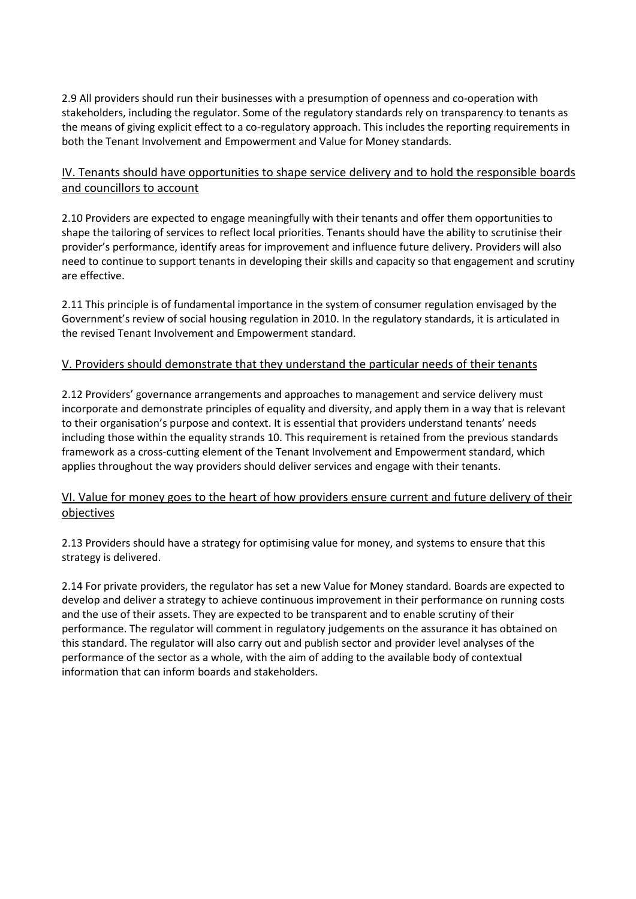2.9 All providers should run their businesses with a presumption of openness and co-operation with stakeholders, including the regulator. Some of the regulatory standards rely on transparency to tenants as the means of giving explicit effect to a co-regulatory approach. This includes the reporting requirements in both the Tenant Involvement and Empowerment and Value for Money standards.

## IV. Tenants should have opportunities to shape service delivery and to hold the responsible boards and councillors to account

2.10 Providers are expected to engage meaningfully with their tenants and offer them opportunities to shape the tailoring of services to reflect local priorities. Tenants should have the ability to scrutinise their provider's performance, identify areas for improvement and influence future delivery. Providers will also need to continue to support tenants in developing their skills and capacity so that engagement and scrutiny are effective.

2.11 This principle is of fundamental importance in the system of consumer regulation envisaged by the Government's review of social housing regulation in 2010. In the regulatory standards, it is articulated in the revised Tenant Involvement and Empowerment standard.

## V. Providers should demonstrate that they understand the particular needs of their tenants

2.12 Providers' governance arrangements and approaches to management and service delivery must incorporate and demonstrate principles of equality and diversity, and apply them in a way that is relevant to their organisation's purpose and context. It is essential that providers understand tenants' needs including those within the equality strands 10. This requirement is retained from the previous standards framework as a cross-cutting element of the Tenant Involvement and Empowerment standard, which applies throughout the way providers should deliver services and engage with their tenants.

## VI. Value for money goes to the heart of how providers ensure current and future delivery of their objectives

2.13 Providers should have a strategy for optimising value for money, and systems to ensure that this strategy is delivered.

2.14 For private providers, the regulator has set a new Value for Money standard. Boards are expected to develop and deliver a strategy to achieve continuous improvement in their performance on running costs and the use of their assets. They are expected to be transparent and to enable scrutiny of their performance. The regulator will comment in regulatory judgements on the assurance it has obtained on this standard. The regulator will also carry out and publish sector and provider level analyses of the performance of the sector as a whole, with the aim of adding to the available body of contextual information that can inform boards and stakeholders.